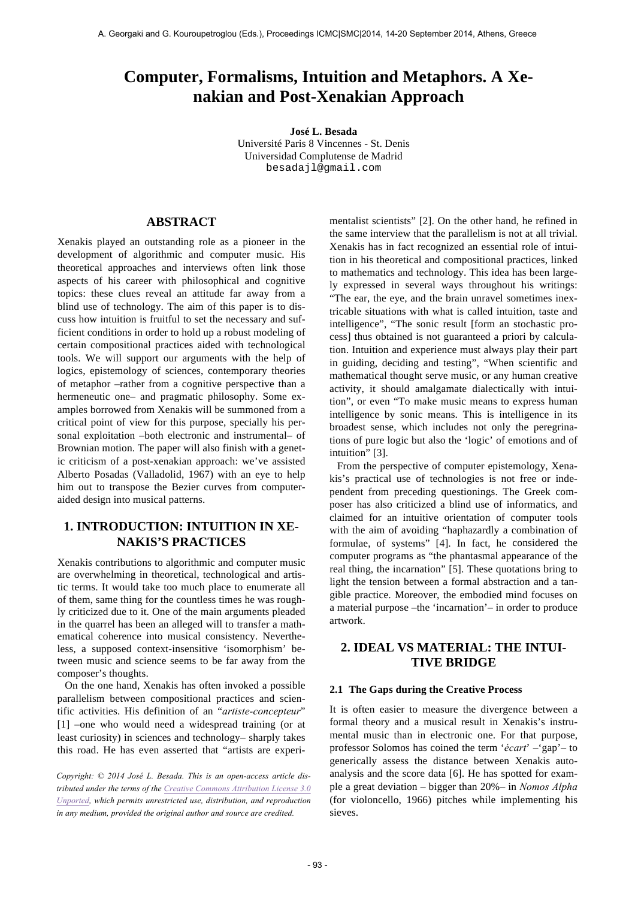# Computer, Formalisms, Intuition and Metaphors. A Xenakian and Post-Xenakian Approach

**José L. Besada**
Université Paris 8 Vincennes - St. Denis
Universidad Complutense de Madrid
besadajl@gmail.com

## ABSTRACT

Xenakis played an outstanding role as a pioneer in the development of algorithmic and computer music. His theoretical approaches and interviews often link those aspects of his career with philosophical and cognitive topics: these clues reveal an attitude far away from a blind use of technology. The aim of this paper is to discuss how intuition is fruitful to set the necessary and sufficient conditions in order to hold up a robust modeling of certain compositional practices aided with technological tools. We will support our arguments with the help of logics, epistemology of sciences, contemporary theories of metaphor –rather from a cognitive perspective than a hermeneutic one– and pragmatic philosophy. Some examples borrowed from Xenakis will be summoned from a critical point of view for this purpose, specially his personal exploitation –both electronic and instrumental– of Brownian motion. The paper will also finish with a genetic criticism of a post-xenakian approach: we've assisted Alberto Posadas (Valladolid, 1967) with an eye to help him out to transpose the Bezier curves from computer-aided design into musical patterns.

## 1. INTRODUCTION: INTUITION IN XENAKIS'S PRACTICES

Xenakis contributions to algorithmic and computer music are overwhelming in theoretical, technological and artistic terms. It would take too much place to enumerate all of them, same thing for the countless times he was roughly criticized due to it. One of the main arguments pleaded in the quarrel has been an alleged will to transfer a mathematical coherence into musical consistency. Nevertheless, a supposed context-insensitive 'isomorphism' between music and science seems to be far away from the composer's thoughts.

On the one hand, Xenakis has often invoked a possible parallelism between compositional practices and scientific activities. His definition of an "*artiste-concepteur*" [1] –one who would need a widespread training (or at least curiosity) in sciences and technology– sharply takes this road. He has even asserted that "artists are experimentalist scientists" [2]. On the other hand, he refined in the same interview that the parallelism is not at all trivial. Xenakis has in fact recognized an essential role of intuition in his theoretical and compositional practices, linked to mathematics and technology. This idea has been largely expressed in several ways throughout his writings: "The ear, the eye, and the brain unravel sometimes inextricable situations with what is called intuition, taste and intelligence", "The sonic result [form an stochastic process] thus obtained is not guaranteed a priori by calculation. Intuition and experience must always play their part in guiding, deciding and testing", "When scientific and mathematical thought serve music, or any human creative activity, it should amalgamate dialectically with intuition", or even "To make music means to express human intelligence by sonic means. This is intelligence in its broadest sense, which includes not only the peregrinations of pure logic but also the 'logic' of emotions and of intuition" [3].

From the perspective of computer epistemology, Xenakis's practical use of technologies is not free or independent from preceding questionings. The Greek composer has also criticized a blind use of informatics, and claimed for an intuitive orientation of computer tools with the aim of avoiding "haphazardly a combination of formulae, of systems" [4]. In fact, he considered the computer programs as "the phantasmal appearance of the real thing, the incarnation" [5]. These quotations bring to light the tension between a formal abstraction and a tangible practice. Moreover, the embodied mind focuses on a material purpose –the 'incarnation'– in order to produce artwork.

## 2. IDEAL VS MATERIAL: THE INTUITIVE BRIDGE

### 2.1 The Gaps during the Creative Process

It is often easier to measure the divergence between a formal theory and a musical result in Xenakis's instrumental music than in electronic one. For that purpose, professor Solomos has coined the term '*écart*' –'gap'– to generically assess the distance between Xenakis autoanalysis and the score data [6]. He has spotted for example a great deviation – bigger than 20%– in *Nomos Alpha* (for violoncello, 1966) pitches while implementing his sieves.

*Copyright: © 2014 José L. Besada. This is an open-access article distributed under the terms of the Creative Commons Attribution License 3.0 Unported, which permits unrestricted use, distribution, and reproduction in any medium, provided the original author and source are credited.*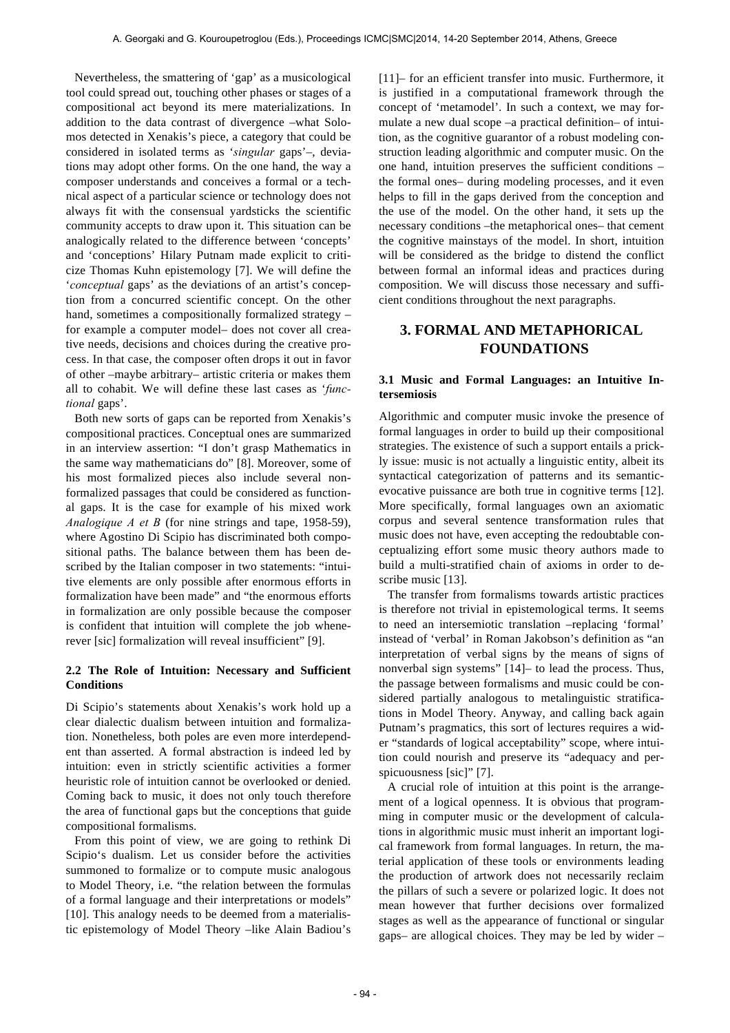Nevertheless, the smattering of 'gap' as a musicological tool could spread out, touching other phases or stages of a compositional act beyond its mere materializations. In addition to the data contrast of divergence –what Solomos detected in Xenakis's piece, a category that could be considered in isolated terms as '*singular* gaps'–, deviations may adopt other forms. On the one hand, the way a composer understands and conceives a formal or a technical aspect of a particular science or technology does not always fit with the consensual yardsticks the scientific community accepts to draw upon it. This situation can be analogically related to the difference between 'concepts' and 'conceptions' Hilary Putnam made explicit to criticize Thomas Kuhn epistemology [7]. We will define the '*conceptual* gaps' as the deviations of an artist's conception from a concurred scientific concept. On the other hand, sometimes a compositionally formalized strategy –for example a computer model– does not cover all creative needs, decisions and choices during the creative process. In that case, the composer often drops it out in favor of other –maybe arbitrary– artistic criteria or makes them all to cohabit. We will define these last cases as '*functional* gaps'.

Both new sorts of gaps can be reported from Xenakis's compositional practices. Conceptual ones are summarized in an interview assertion: "I don't grasp Mathematics in the same way mathematicians do" [8]. Moreover, some of his most formalized pieces also include several non-formalized passages that could be considered as functional gaps. It is the case for example of his mixed work *Analogique A et B* (for nine strings and tape, 1958-59), where Agostino Di Scipio has discriminated both compositional paths. The balance between them has been described by the Italian composer in two statements: "intuitive elements are only possible after enormous efforts in formalization have been made" and "the enormous efforts in formalization are only possible because the composer is confident that intuition will complete the job whenerever [sic] formalization will reveal insufficient" [9].

### 2.2 The Role of Intuition: Necessary and Sufficient Conditions

Di Scipio's statements about Xenakis's work hold up a clear dialectic dualism between intuition and formalization. Nonetheless, both poles are even more interdependent than asserted. A formal abstraction is indeed led by intuition: even in strictly scientific activities a former heuristic role of intuition cannot be overlooked or denied. Coming back to music, it does not only touch therefore the area of functional gaps but the conceptions that guide compositional formalisms.

From this point of view, we are going to rethink Di Scipio's dualism. Let us consider before the activities summoned to formalize or to compute music analogous to Model Theory, i.e. "the relation between the formulas of a formal language and their interpretations or models" [10]. This analogy needs to be deemed from a materialistic epistemology of Model Theory –like Alain Badiou's [11]– for an efficient transfer into music. Furthermore, it is justified in a computational framework through the concept of 'metamodel'. In such a context, we may formulate a new dual scope –a practical definition– of intuition, as the cognitive guarantor of a robust modeling construction leading algorithmic and computer music. On the one hand, intuition preserves the sufficient conditions –the formal ones– during modeling processes, and it even helps to fill in the gaps derived from the conception and the use of the model. On the other hand, it sets up the necessary conditions –the metaphorical ones– that cement the cognitive mainstays of the model. In short, intuition will be considered as the bridge to distend the conflict between formal an informal ideas and practices during composition. We will discuss those necessary and sufficient conditions throughout the next paragraphs.

## 3. FORMAL AND METAPHORICAL FOUNDATIONS

### 3.1 Music and Formal Languages: an Intuitive Intersemiosis

Algorithmic and computer music invoke the presence of formal languages in order to build up their compositional strategies. The existence of such a support entails a prickly issue: music is not actually a linguistic entity, albeit its syntactical categorization of patterns and its semantic-evocative puissance are both true in cognitive terms [12]. More specifically, formal languages own an axiomatic corpus and several sentence transformation rules that music does not have, even accepting the redoubtable conceptualizing effort some music theory authors made to build a multi-stratified chain of axioms in order to describe music [13].

The transfer from formalisms towards artistic practices is therefore not trivial in epistemological terms. It seems to need an intersemiotic translation –replacing 'formal' instead of 'verbal' in Roman Jakobson's definition as "an interpretation of verbal signs by the means of signs of nonverbal sign systems" [14]– to lead the process. Thus, the passage between formalisms and music could be considered partially analogous to metalinguistic stratifications in Model Theory. Anyway, and calling back again Putnam's pragmatics, this sort of lectures requires a wider "standards of logical acceptability" scope, where intuition could nourish and preserve its "adequacy and perspicuousness [sic]" [7].

A crucial role of intuition at this point is the arrangement of a logical openness. It is obvious that programming in computer music or the development of calculations in algorithmic music must inherit an important logical framework from formal languages. In return, the material application of these tools or environments leading the production of artwork does not necessarily reclaim the pillars of such a severe or polarized logic. It does not mean however that further decisions over formalized stages as well as the appearance of functional or singular gaps– are allogical choices. They may be led by wider –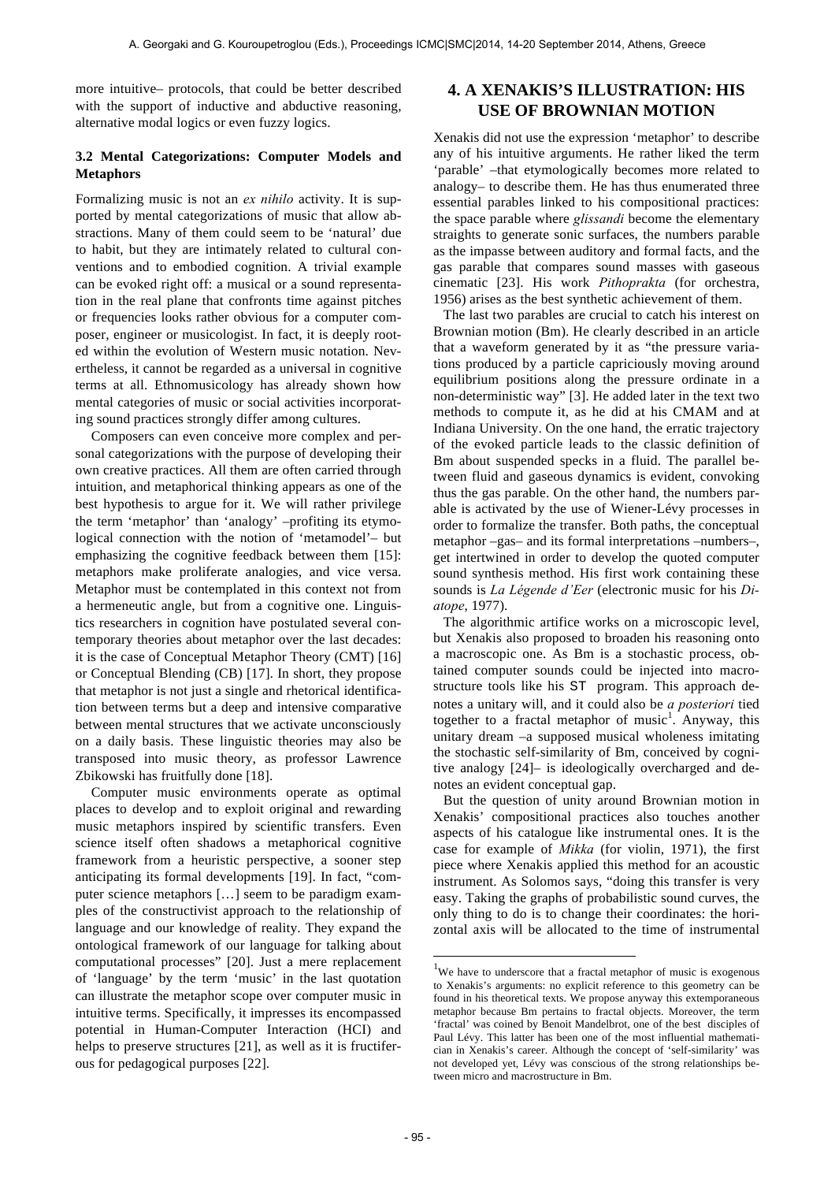more intuitive– protocols, that could be better described with the support of inductive and abductive reasoning, alternative modal logics or even fuzzy logics.

### 3.2 Mental Categorizations: Computer Models and Metaphors

Formalizing music is not an *ex nihilo* activity. It is supported by mental categorizations of music that allow abstractions. Many of them could seem to be 'natural' due to habit, but they are intimately related to cultural conventions and to embodied cognition. A trivial example can be evoked right off: a musical or a sound representation in the real plane that confronts time against pitches or frequencies looks rather obvious for a computer composer, engineer or musicologist. In fact, it is deeply rooted within the evolution of Western music notation. Nevertheless, it cannot be regarded as a universal in cognitive terms at all. Ethnomusicology has already shown how mental categories of music or social activities incorporating sound practices strongly differ among cultures.

Composers can even conceive more complex and personal categorizations with the purpose of developing their own creative practices. All them are often carried through intuition, and metaphorical thinking appears as one of the best hypothesis to argue for it. We will rather privilege the term 'metaphor' than 'analogy' –profiting its etymological connection with the notion of 'metamodel'– but emphasizing the cognitive feedback between them [15]: metaphors make proliferate analogies, and vice versa. Metaphor must be contemplated in this context not from a hermeneutic angle, but from a cognitive one. Linguistics researchers in cognition have postulated several contemporary theories about metaphor over the last decades: it is the case of Conceptual Metaphor Theory (CMT) [16] or Conceptual Blending (CB) [17]. In short, they propose that metaphor is not just a single and rhetorical identification between terms but a deep and intensive comparative between mental structures that we activate unconsciously on a daily basis. These linguistic theories may also be transposed into music theory, as professor Lawrence Zbikowski has fruitfully done [18].

Computer music environments operate as optimal places to develop and to exploit original and rewarding music metaphors inspired by scientific transfers. Even science itself often shadows a metaphorical cognitive framework from a heuristic perspective, a sooner step anticipating its formal developments [19]. In fact, "computer science metaphors […] seem to be paradigm examples of the constructivist approach to the relationship of language and our knowledge of reality. They expand the ontological framework of our language for talking about computational processes" [20]. Just a mere replacement of 'language' by the term 'music' in the last quotation can illustrate the metaphor scope over computer music in intuitive terms. Specifically, it impresses its encompassed potential in Human-Computer Interaction (HCI) and helps to preserve structures [21], as well as it is fructiferous for pedagogical purposes [22].

## 4. A XENAKIS'S ILLUSTRATION: HIS USE OF BROWNIAN MOTION

Xenakis did not use the expression 'metaphor' to describe any of his intuitive arguments. He rather liked the term 'parable' –that etymologically becomes more related to analogy– to describe them. He has thus enumerated three essential parables linked to his compositional practices: the space parable where *glissandi* become the elementary straights to generate sonic surfaces, the numbers parable as the impasse between auditory and formal facts, and the gas parable that compares sound masses with gaseous cinematic [23]. His work *Pithoprakta* (for orchestra, 1956) arises as the best synthetic achievement of them.

The last two parables are crucial to catch his interest on Brownian motion (Bm). He clearly described in an article that a waveform generated by it as "the pressure variations produced by a particle capriciously moving around equilibrium positions along the pressure ordinate in a non-deterministic way" [3]. He added later in the text two methods to compute it, as he did at his CMAM and at Indiana University. On the one hand, the erratic trajectory of the evoked particle leads to the classic definition of Bm about suspended specks in a fluid. The parallel between fluid and gaseous dynamics is evident, convoking thus the gas parable. On the other hand, the numbers parable is activated by the use of Wiener-Lévy processes in order to formalize the transfer. Both paths, the conceptual metaphor –gas– and its formal interpretations –numbers–, get intertwined in order to develop the quoted computer sound synthesis method. His first work containing these sounds is *La Légende d'Eer* (electronic music for his *Diatope*, 1977).

The algorithmic artifice works on a microscopic level, but Xenakis also proposed to broaden his reasoning onto a macroscopic one. As Bm is a stochastic process, obtained computer sounds could be injected into macrostructure tools like his ST program. This approach denotes a unitary will, and it could also be *a posteriori* tied together to a fractal metaphor of music[1]. Anyway, this unitary dream –a supposed musical wholeness imitating the stochastic self-similarity of Bm, conceived by cognitive analogy [24]– is ideologically overcharged and denotes an evident conceptual gap.

But the question of unity around Brownian motion in Xenakis' compositional practices also touches another aspects of his catalogue like instrumental ones. It is the case for example of *Mikka* (for violin, 1971), the first piece where Xenakis applied this method for an acoustic instrument. As Solomos says, "doing this transfer is very easy. Taking the graphs of probabilistic sound curves, the only thing to do is to change their coordinates: the horizontal axis will be allocated to the time of instrumental

[1] We have to underscore that a fractal metaphor of music is exogenous to Xenakis's arguments: no explicit reference to this geometry can be found in his theoretical texts. We propose anyway this extemporaneous metaphor because Bm pertains to fractal objects. Moreover, the term 'fractal' was coined by Benoit Mandelbrot, one of the best disciples of Paul Lévy. This latter has been one of the most influential mathematician in Xenakis's career. Although the concept of 'self-similarity' was not developed yet, Lévy was conscious of the strong relationships between micro and macrostructure in Bm.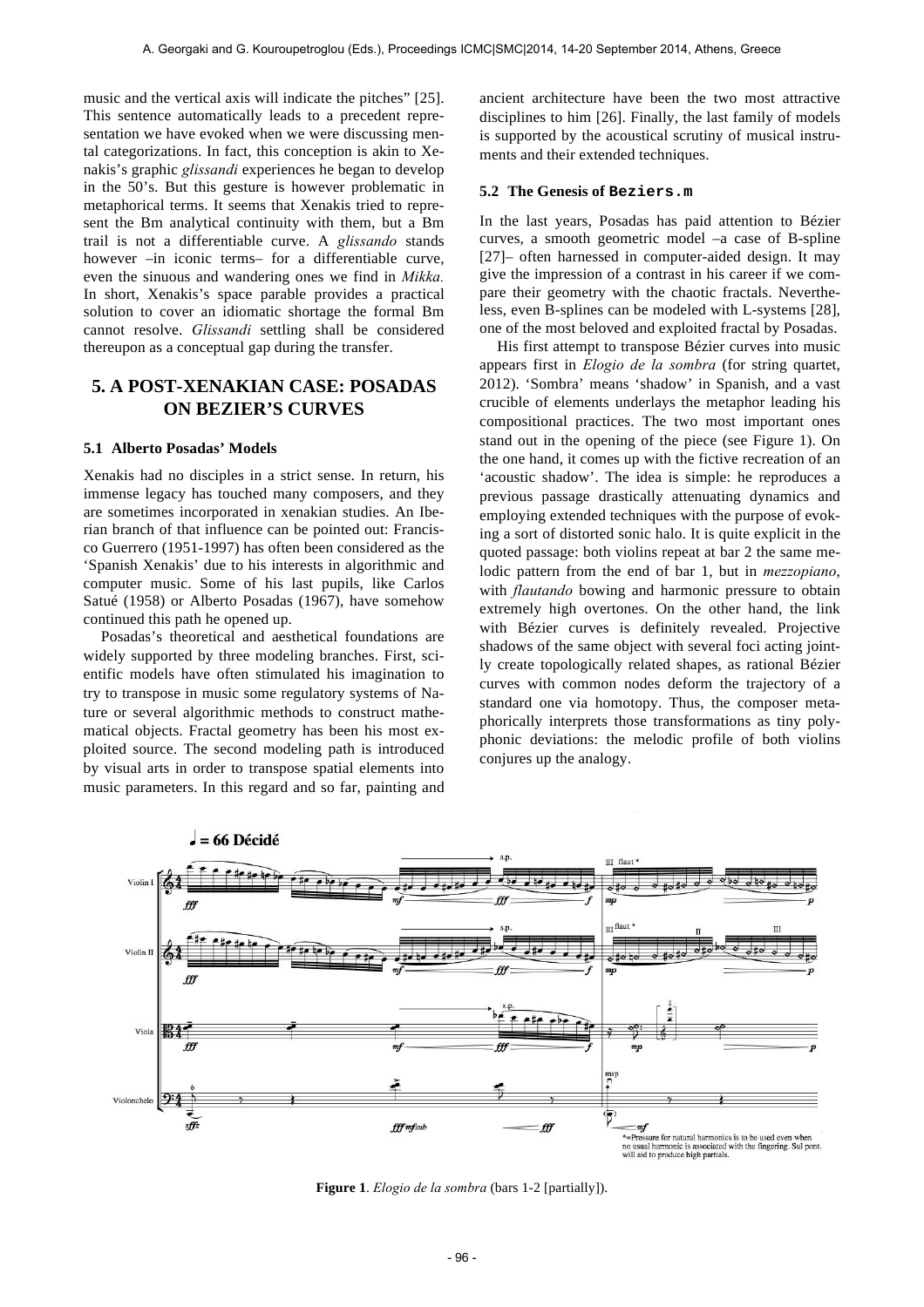music and the vertical axis will indicate the pitches" [25]. This sentence automatically leads to a precedent representation we have evoked when we were discussing mental categorizations. In fact, this conception is akin to Xenakis's graphic *glissandi* experiences he began to develop in the 50's. But this gesture is however problematic in metaphorical terms. It seems that Xenakis tried to represent the Bm analytical continuity with them, but a Bm trail is not a differentiable curve. A *glissando* stands however –in iconic terms– for a differentiable curve, even the sinuous and wandering ones we find in *Mikka*. In short, Xenakis's space parable provides a practical solution to cover an idiomatic shortage the formal Bm cannot resolve. *Glissandi* settling shall be considered thereupon as a conceptual gap during the transfer.

# 5. A POST-XENAKIAN CASE: POSADAS ON BEZIER'S CURVES

## 5.1 Alberto Posadas' Models

Xenakis had no disciples in a strict sense. In return, his immense legacy has touched many composers, and they are sometimes incorporated in xenakian studies. An Iberian branch of that influence can be pointed out: Francisco Guerrero (1951-1997) has often been considered as the 'Spanish Xenakis' due to his interests in algorithmic and computer music. Some of his last pupils, like Carlos Satué (1958) or Alberto Posadas (1967), have somehow continued this path he opened up.

Posadas's theoretical and aesthetical foundations are widely supported by three modeling branches. First, scientific models have often stimulated his imagination to try to transpose in music some regulatory systems of Nature or several algorithmic methods to construct mathematical objects. Fractal geometry has been his most exploited source. The second modeling path is introduced by visual arts in order to transpose spatial elements into music parameters. In this regard and so far, painting and ancient architecture have been the two most attractive disciplines to him [26]. Finally, the last family of models is supported by the acoustical scrutiny of musical instruments and their extended techniques.

## 5.2 The Genesis of `Beziers.m`

In the last years, Posadas has paid attention to Bézier curves, a smooth geometric model –a case of B-spline [27]– often harnessed in computer-aided design. It may give the impression of a contrast in his career if we compare their geometry with the chaotic fractals. Nevertheless, even B-splines can be modeled with L-systems [28], one of the most beloved and exploited fractal by Posadas.

His first attempt to transpose Bézier curves into music appears first in *Elogio de la sombra* (for string quartet, 2012). 'Sombra' means 'shadow' in Spanish, and a vast crucible of elements underlays the metaphor leading his compositional practices. The two most important ones stand out in the opening of the piece (see Figure 1). On the one hand, it comes up with the fictive recreation of an 'acoustic shadow'. The idea is simple: he reproduces a previous passage drastically attenuating dynamics and employing extended techniques with the purpose of evoking a sort of distorted sonic halo. It is quite explicit in the quoted passage: both violins repeat at bar 2 the same melodic pattern from the end of bar 1, but in *mezzopiano*, with *flautando* bowing and harmonic pressure to obtain extremely high overtones. On the other hand, the link with Bézier curves is definitely revealed. Projective shadows of the same object with several foci acting jointly create topologically related shapes, as rational Bézier curves with common nodes deform the trajectory of a standard one via homotopy. Thus, the composer metaphorically interprets those transformations as tiny polyphonic deviations: the melodic profile of both violins conjures up the analogy.

**Figure 1**. *Elogio de la sombra* (bars 1-2 [partially]).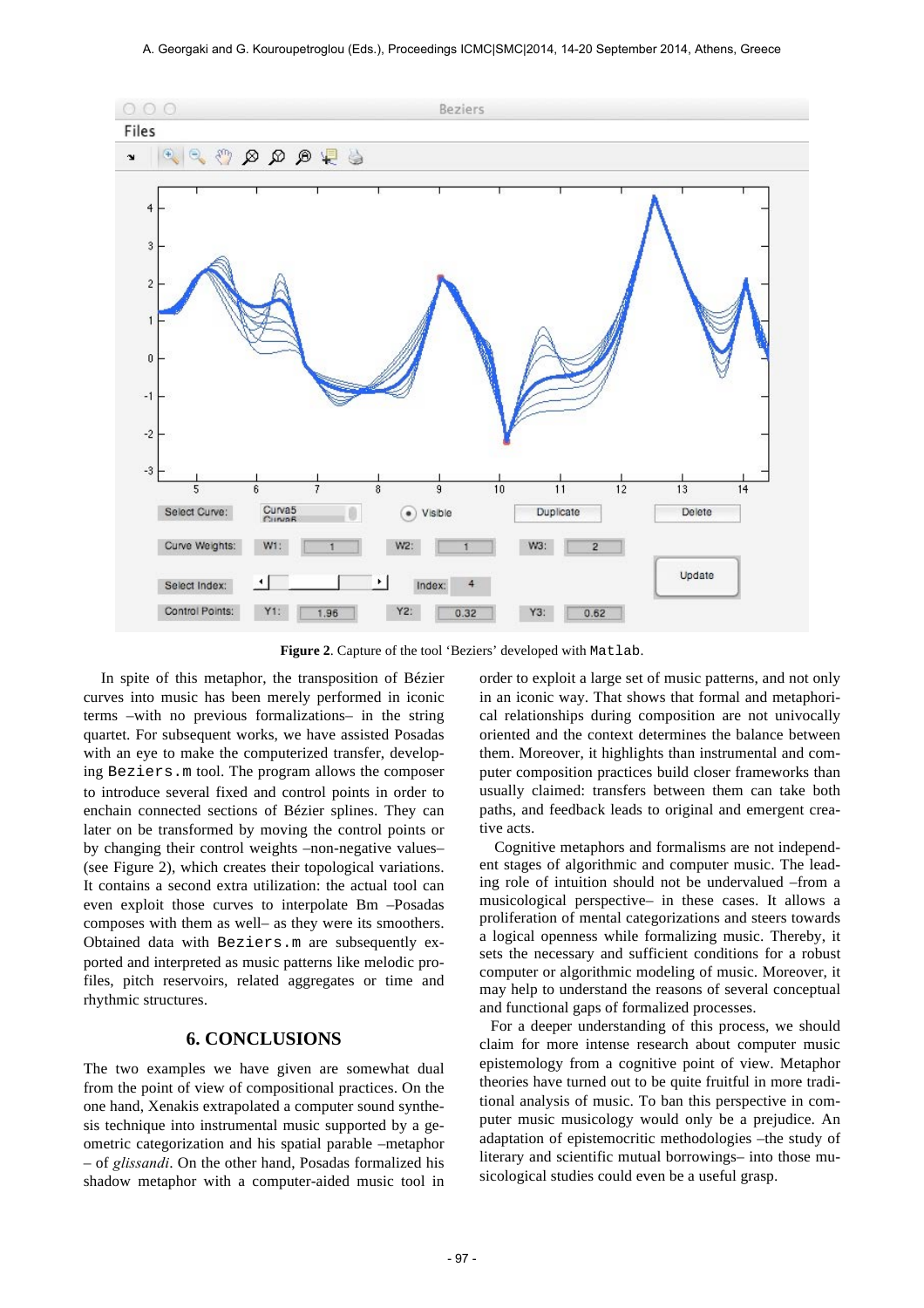**Figure 2**. Capture of the tool 'Beziers' developed with `Matlab`.

In spite of this metaphor, the transposition of Bézier curves into music has been merely performed in iconic terms –with no previous formalizations– in the string quartet. For subsequent works, we have assisted Posadas with an eye to make the computerized transfer, developing `Beziers.m` tool. The program allows the composer to introduce several fixed and control points in order to enchain connected sections of Bézier splines. They can later on be transformed by moving the control points or by changing their control weights –non-negative values– (see Figure 2), which creates their topological variations. It contains a second extra utilization: the actual tool can even exploit those curves to interpolate Bm –Posadas composes with them as well– as they were its smoothers. Obtained data with `Beziers.m` are subsequently exported and interpreted as music patterns like melodic profiles, pitch reservoirs, related aggregates or time and rhythmic structures.

## 6. CONCLUSIONS

The two examples we have given are somewhat dual from the point of view of compositional practices. On the one hand, Xenakis extrapolated a computer sound synthesis technique into instrumental music supported by a geometric categorization and his spatial parable –metaphor – of *glissandi*. On the other hand, Posadas formalized his shadow metaphor with a computer-aided music tool in order to exploit a large set of music patterns, and not only in an iconic way. That shows that formal and metaphorical relationships during composition are not univocally oriented and the context determines the balance between them. Moreover, it highlights than instrumental and computer composition practices build closer frameworks than usually claimed: transfers between them can take both paths, and feedback leads to original and emergent creative acts.

Cognitive metaphors and formalisms are not independent stages of algorithmic and computer music. The leading role of intuition should not be undervalued –from a musicological perspective– in these cases. It allows a proliferation of mental categorizations and steers towards a logical openness while formalizing music. Thereby, it sets the necessary and sufficient conditions for a robust computer or algorithmic modeling of music. Moreover, it may help to understand the reasons of several conceptual and functional gaps of formalized processes.

For a deeper understanding of this process, we should claim for more intense research about computer music epistemology from a cognitive point of view. Metaphor theories have turned out to be quite fruitful in more traditional analysis of music. To ban this perspective in computer music musicology would only be a prejudice. An adaptation of epistemocritic methodologies –the study of literary and scientific mutual borrowings– into those musicological studies could even be a useful grasp.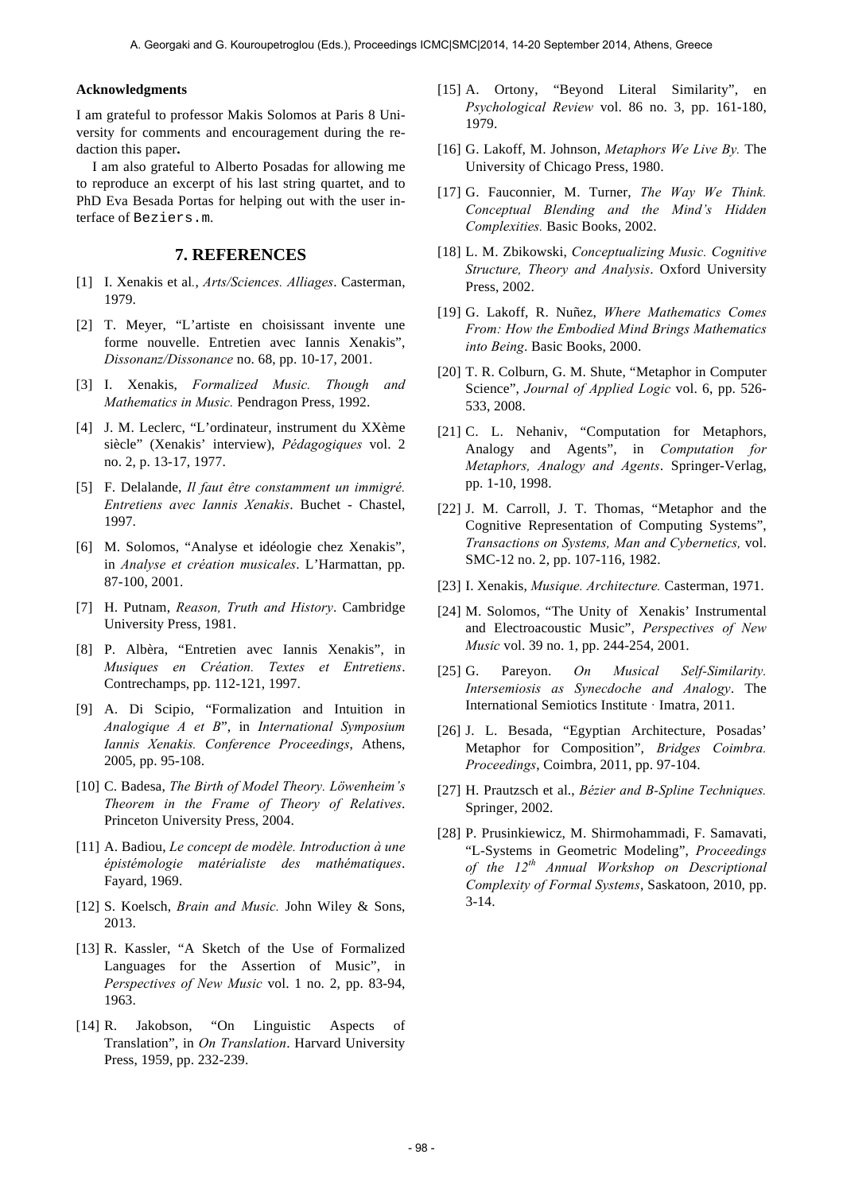**Acknowledgments**

I am grateful to professor Makis Solomos at Paris 8 University for comments and encouragement during the redaction this paper**.**

I am also grateful to Alberto Posadas for allowing me to reproduce an excerpt of his last string quartet, and to PhD Eva Besada Portas for helping out with the user interface of `Beziers.m`.

## 7. REFERENCES

[1] I. Xenakis et al*.*, *Arts/Sciences. Alliages*. Casterman, 1979.

[2] T. Meyer, "L'artiste en choisissant invente une forme nouvelle. Entretien avec Iannis Xenakis", *Dissonanz/Dissonance* no. 68, pp. 10-17, 2001.

[3] I. Xenakis, *Formalized Music. Though and Mathematics in Music.* Pendragon Press, 1992.

[4] J. M. Leclerc, "L'ordinateur, instrument du XXème siècle" (Xenakis' interview), *Pédagogiques* vol. 2 no. 2, p. 13-17, 1977.

[5] F. Delalande, *Il faut être constamment un immigré. Entretiens avec Iannis Xenakis*. Buchet - Chastel, 1997.

[6] M. Solomos, "Analyse et idéologie chez Xenakis", in *Analyse et création musicales*. L'Harmattan, pp. 87-100, 2001.

[7] H. Putnam, *Reason, Truth and History*. Cambridge University Press, 1981.

[8] P. Albèra, "Entretien avec Iannis Xenakis", in *Musiques en Création. Textes et Entretiens*. Contrechamps, pp. 112-121, 1997.

[9] A. Di Scipio, "Formalization and Intuition in *Analogique A et B*", in *International Symposium Iannis Xenakis. Conference Proceedings*, Athens, 2005, pp. 95-108.

[10] C. Badesa, *The Birth of Model Theory. Löwenheim's Theorem in the Frame of Theory of Relatives*. Princeton University Press, 2004.

[11] A. Badiou, *Le concept de modèle. Introduction à une épistémologie matérialiste des mathématiques*. Fayard, 1969.

[12] S. Koelsch, *Brain and Music.* John Wiley & Sons, 2013.

[13] R. Kassler, "A Sketch of the Use of Formalized Languages for the Assertion of Music", in *Perspectives of New Music* vol. 1 no. 2, pp. 83-94, 1963.

[14] R. Jakobson, "On Linguistic Aspects of Translation", in *On Translation*. Harvard University Press, 1959, pp. 232-239.

[15] A. Ortony, "Beyond Literal Similarity", en *Psychological Review* vol. 86 no. 3, pp. 161-180, 1979.

[16] G. Lakoff, M. Johnson, *Metaphors We Live By.* The University of Chicago Press, 1980.

[17] G. Fauconnier, M. Turner, *The Way We Think. Conceptual Blending and the Mind's Hidden Complexities.* Basic Books, 2002.

[18] L. M. Zbikowski, *Conceptualizing Music. Cognitive Structure, Theory and Analysis*. Oxford University Press, 2002.

[19] G. Lakoff, R. Nuñez, *Where Mathematics Comes From: How the Embodied Mind Brings Mathematics into Being*. Basic Books, 2000.

[20] T. R. Colburn, G. M. Shute, "Metaphor in Computer Science", *Journal of Applied Logic* vol. 6, pp. 526-533, 2008.

[21] C. L. Nehaniv, "Computation for Metaphors, Analogy and Agents", in *Computation for Metaphors, Analogy and Agents*. Springer-Verlag, pp. 1-10, 1998.

[22] J. M. Carroll, J. T. Thomas, "Metaphor and the Cognitive Representation of Computing Systems", *Transactions on Systems, Man and Cybernetics,* vol. SMC-12 no. 2, pp. 107-116, 1982.

[23] I. Xenakis, *Musique. Architecture.* Casterman, 1971.

[24] M. Solomos, "The Unity of Xenakis' Instrumental and Electroacoustic Music", *Perspectives of New Music* vol. 39 no. 1, pp. 244-254, 2001.

[25] G. Pareyon. *On Musical Self-Similarity. Intersemiosis as Synecdoche and Analogy*. The International Semiotics Institute · Imatra, 2011.

[26] J. L. Besada, "Egyptian Architecture, Posadas' Metaphor for Composition", *Bridges Coimbra. Proceedings*, Coimbra, 2011, pp. 97-104.

[27] H. Prautzsch et al., *Bézier and B-Spline Techniques.* Springer, 2002.

[28] P. Prusinkiewicz, M. Shirmohammadi, F. Samavati, "L-Systems in Geometric Modeling", *Proceedings of the 12th Annual Workshop on Descriptional Complexity of Formal Systems*, Saskatoon, 2010, pp. 3-14.